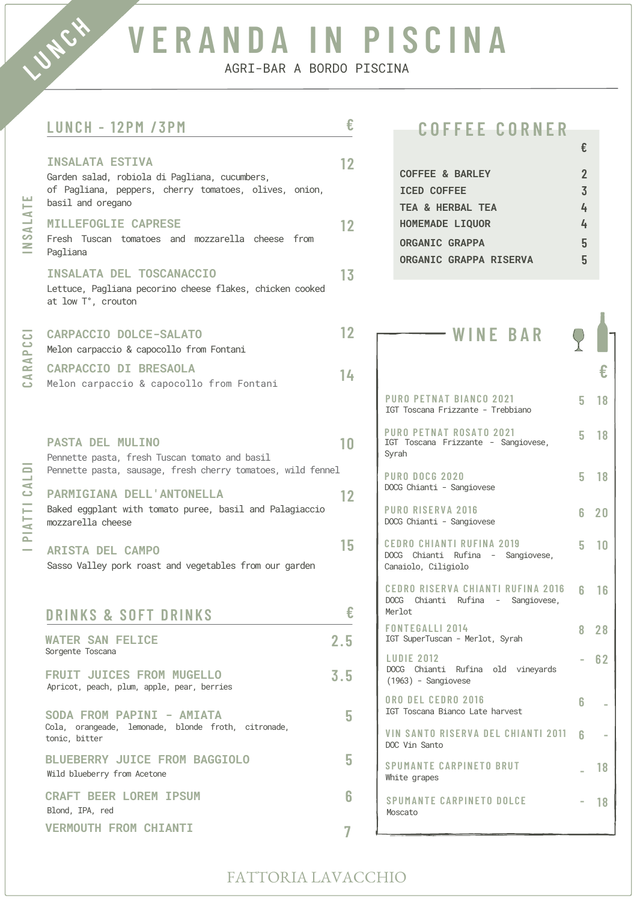LUNCH

# VERANDA IN PISCINA

AGRI-BAR A BORDO PISCINA

## LUNCH - 12PM /3PM

€

### INSALATE

**INSALATA ESTIVA** — 12
Garden salad, robiola di Pagliana, cucumbers, of Pagliana, peppers, cherry tomatoes, olives, onion, basil and oregano

**MILLEFOGLIE CAPRESE** — 12
Fresh Tuscan tomatoes and mozzarella cheese from Pagliana

**INSALATA DEL TOSCANACCIO** — 13
Lettuce, Pagliana pecorino cheese flakes, chicken cooked at low T°, crouton

### CARAPCCI

**CARPACCIO DOLCE-SALATO** — 12
Melon carpaccio & capocollo from Fontani

**CARPACCIO DI BRESAOLA** — 14
Melon carpaccio & capocollo from Fontani

### I PIATTI CALDI

**PASTA DEL MULINO** — 10
Pennette pasta, fresh Tuscan tomato and basil
Pennette pasta, sausage, fresh cherry tomatoes, wild fennel

**PARMIGIANA DELL'ANTONELLA** — 12
Baked eggplant with tomato puree, basil and Palagiaccio mozzarella cheese

**ARISTA DEL CAMPO** — 15
Sasso Valley pork roast and vegetables from our garden

## DRINKS & SOFT DRINKS

€

**WATER SAN FELICE** — 2.5
Sorgente Toscana

**FRUIT JUICES FROM MUGELLO** — 3.5
Apricot, peach, plum, apple, pear, berries

**SODA FROM PAPINI - AMIATA** — 5
Cola, orangeade, lemonade, blonde froth, citronade, tonic, bitter

**BLUEBERRY JUICE FROM BAGGIOLO** — 5
Wild blueberry from Acetone

**CRAFT BEER LOREM IPSUM** — 6
Blond, IPA, red

**VERMOUTH FROM CHIANTI** — 7

## COFFEE CORNER

| | € |
|---|---|
| COFFEE & BARLEY | 2 |
| ICED COFFEE | 3 |
| TEA & HERBAL TEA | 4 |
| HOMEMADE LIQUOR | 4 |
| ORGANIC GRAPPA | 5 |
| ORGANIC GRAPPA RISERVA | 5 |

## WINE BAR

| | Glass € | Bottle € |
|---|---|---|
| **PURO PETNAT BIANCO 2021**<br>IGT Toscana Frizzante - Trebbiano | 5 | 18 |
| **PURO PETNAT ROSATO 2021**<br>IGT Toscana Frizzante - Sangiovese, Syrah | 5 | 18 |
| **PURO DOCG 2020**<br>DOCG Chianti - Sangiovese | 5 | 18 |
| **PURO RISERVA 2016**<br>DOCG Chianti - Sangiovese | 6 | 20 |
| **CEDRO CHIANTI RUFINA 2019**<br>DOCG Chianti Rufina - Sangiovese, Canaiolo, Ciliegiolo | 5 | 10 |
| **CEDRO RISERVA CHIANTI RUFINA 2016**<br>DOCG Chianti Rufina - Sangiovese, Merlot | 6 | 16 |
| **FONTEGALLI 2014**<br>IGT SuperTuscan - Merlot, Syrah | 8 | 28 |
| **LUDIE 2012**<br>DOCG Chianti Rufina old vineyards (1963) - Sangiovese | - | 62 |
| **ORO DEL CEDRO 2016**<br>IGT Toscana Bianco Late harvest | 6 | - |
| **VIN SANTO RISERVA DEL CHIANTI 2011**<br>DOC Vin Santo | 6 | - |
| **SPUMANTE CARPINETO BRUT**<br>White grapes | - | 18 |
| **SPUMANTE CARPINETO DOLCE**<br>Moscato | - | 18 |

FATTORIA LAVACCHIO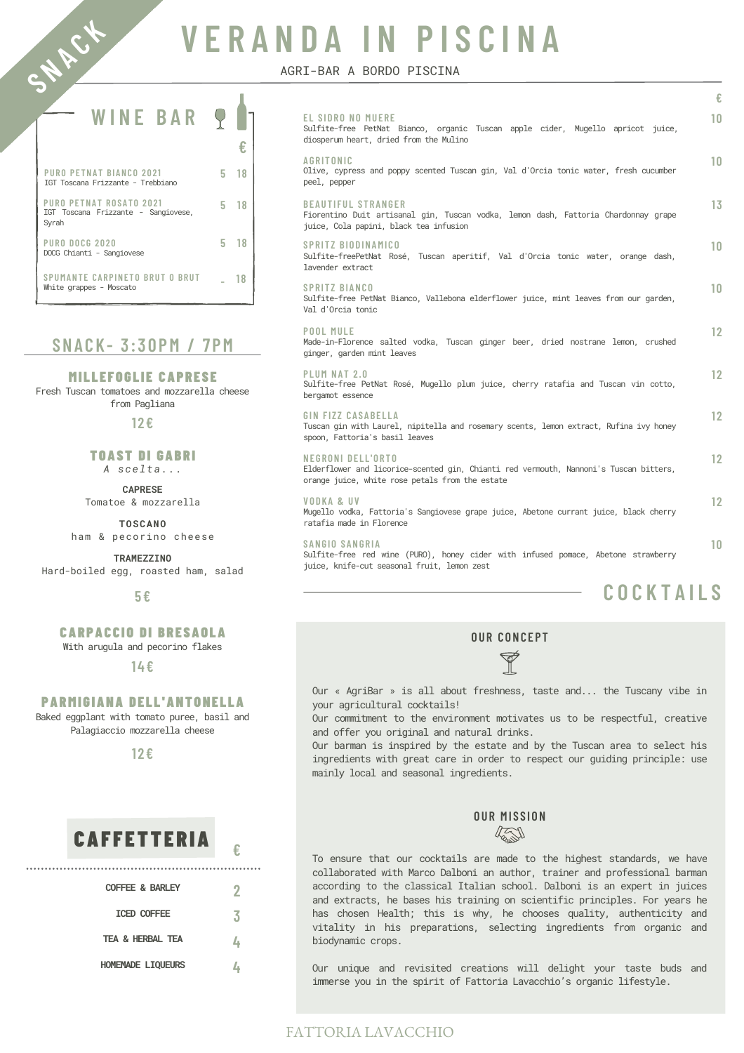SNACK

# VERANDA IN PISCINA

AGRI-BAR A BORDO PISCINA

## WINE BAR

| | | € |
|---|---|---|
| **PURO PETNAT BIANCO 2021**<br>IGT Toscana Frizzante - Trebbiano | 5 | 18 |
| **PURO PETNAT ROSATO 2021**<br>IGT Toscana Frizzante - Sangiovese, Syrah | 5 | 18 |
| **PURO DOCG 2020**<br>DOCG Chianti - Sangiovese | 5 | 18 |
| **SPUMANTE CARPINETO BRUT O BRUT**<br>White grappes - Moscato | - | 18 |

## SNACK- 3:30PM / 7PM

### MILLEFOGLIE CAPRESE

Fresh Tuscan tomatoes and mozzarella cheese from Pagliana

12€

### TOAST DI GABRI

*A scelta...*

**CAPRESE**
Tomatoe & mozzarella

**TOSCANO**
ham & pecorino cheese

**TRAMEZZINO**
Hard-boiled egg, roasted ham, salad

5€

### CARPACCIO DI BRESAOLA

With arugula and pecorino flakes

14€

### PARMIGIANA DELL'ANTONELLA

Baked eggplant with tomato puree, basil and Palagiaccio mozzarella cheese

12€

## CAFFETTERIA

| | € |
|---|---|
| COFFEE & BARLEY | 2 |
| ICED COFFEE | 3 |
| TEA & HERBAL TEA | 4 |
| HOMEMADE LIQUEURS | 4 |

## COCKTAILS

| | € |
|---|---|
| **EL SIDRO NO MUERE**<br>Sulfite-free PetNat Bianco, organic Tuscan apple cider, Mugello apricot juice, diosperum heart, dried from the Mulino | 10 |
| **AGRITONIC**<br>Olive, cypress and poppy scented Tuscan gin, Val d'Orcia tonic water, fresh cucumber peel, pepper | 10 |
| **BEAUTIFUL STRANGER**<br>Fiorentino Duit artisanal gin, Tuscan vodka, lemon dash, Fattoria Chardonnay grape juice, Cola papini, black tea infusion | 13 |
| **SPRITZ BIODINAMICO**<br>Sulfite-freePetNat Rosé, Tuscan aperitif, Val d'Orcia tonic water, orange dash, lavender extract | 10 |
| **SPRITZ BIANCO**<br>Sulfite-free PetNat Bianco, Vallebona elderflower juice, mint leaves from our garden, Val d'Orcia tonic | 10 |
| **POOL MULE**<br>Made-in-Florence salted vodka, Tuscan ginger beer, dried nostrane lemon, crushed ginger, garden mint leaves | 12 |
| **PLUM NAT 2.0**<br>Sulfite-free PetNat Rosé, Mugello plum juice, cherry ratafia and Tuscan vin cotto, bergamot essence | 12 |
| **GIN FIZZ CASABELLA**<br>Tuscan gin with Laurel, nipitella and rosemary scents, lemon extract, Rufina ivy honey spoon, Fattoria's basil leaves | 12 |
| **NEGRONI DELL'ORTO**<br>Elderflower and licorice-scented gin, Chianti red vermouth, Nannoni's Tuscan bitters, orange juice, white rose petals from the estate | 12 |
| **VODKA & UV**<br>Mugello vodka, Fattoria's Sangiovese grape juice, Abetone currant juice, black cherry ratafia made in Florence | 12 |
| **SANGIO SANGRIA**<br>Sulfite-free red wine (PURO), honey cider with infused pomace, Abetone strawberry juice, knife-cut seasonal fruit, lemon zest | 10 |

### OUR CONCEPT

Our « AgriBar » is all about freshness, taste and... the Tuscany vibe in your agricultural cocktails!
Our commitment to the environment motivates us to be respectful, creative and offer you original and natural drinks.
Our barman is inspired by the estate and by the Tuscan area to select his ingredients with great care in order to respect our guiding principle: use mainly local and seasonal ingredients.

### OUR MISSION

To ensure that our cocktails are made to the highest standards, we have collaborated with Marco Dalboni an author, trainer and professional barman according to the classical Italian school. Dalboni is an expert in juices and extracts, he bases his training on scientific principles. For years he has chosen Health; this is why, he chooses quality, authenticity and vitality in his preparations, selecting ingredients from organic and biodynamic crops.

Our unique and revisited creations will delight your taste buds and immerse you in the spirit of Fattoria Lavacchio's organic lifestyle.

FATTORIA LAVACCHIO